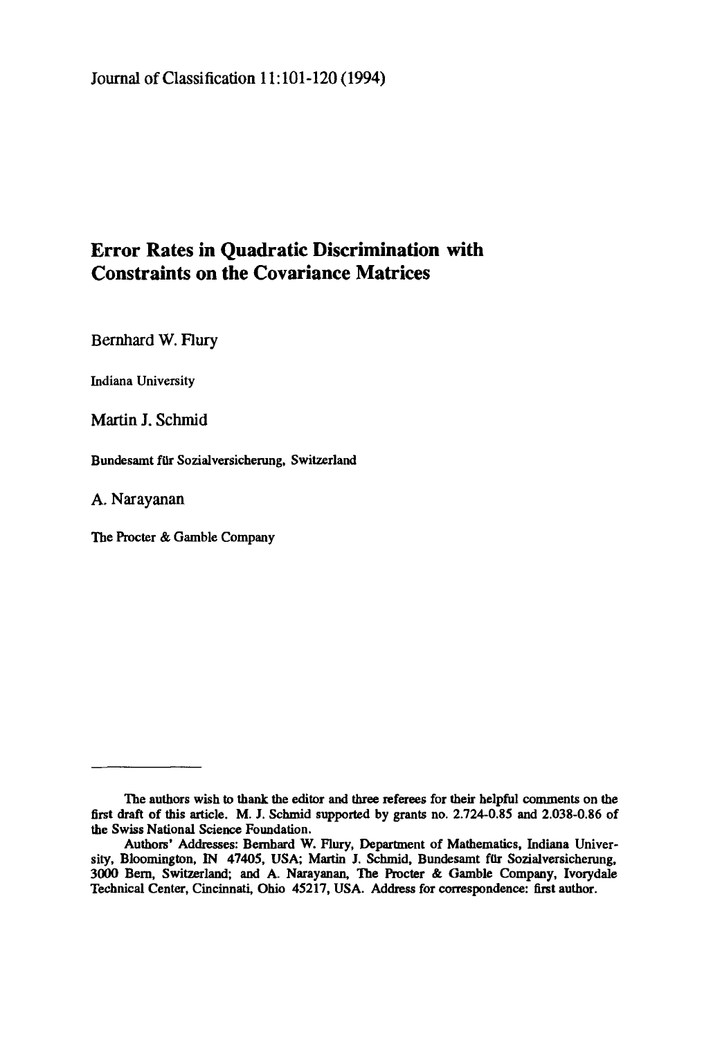Journal of Classification 11:101-120 (1994)

# Error Rates in Quadratic Discrimination with Constraints on the Covariance Matrices

Bernhard W. Flury

Indiana University

Martin J. Schmid

Bundesamt für Sozialversicherung, Switzerland

A. Narayanan

The Procter & Gamble Company

---

The authors wish to thank the editor and three referees for their helpful comments on the first draft of this article. M. J. Schmid supported by grants no. 2.724-0.85 and 2.038-0.86 of the Swiss National Science Foundation.

Authors' Addresses: Bernhard W. Flury, Department of Mathematics, Indiana University, Bloomington, IN 47405, USA; Martin J. Schmid, Bundesamt für Sozialversicherung, 3000 Bern, Switzerland; and A. Narayanan, The Procter & Gamble Company, Ivorydale Technical Center, Cincinnati, Ohio 45217, USA. Address for correspondence: first author.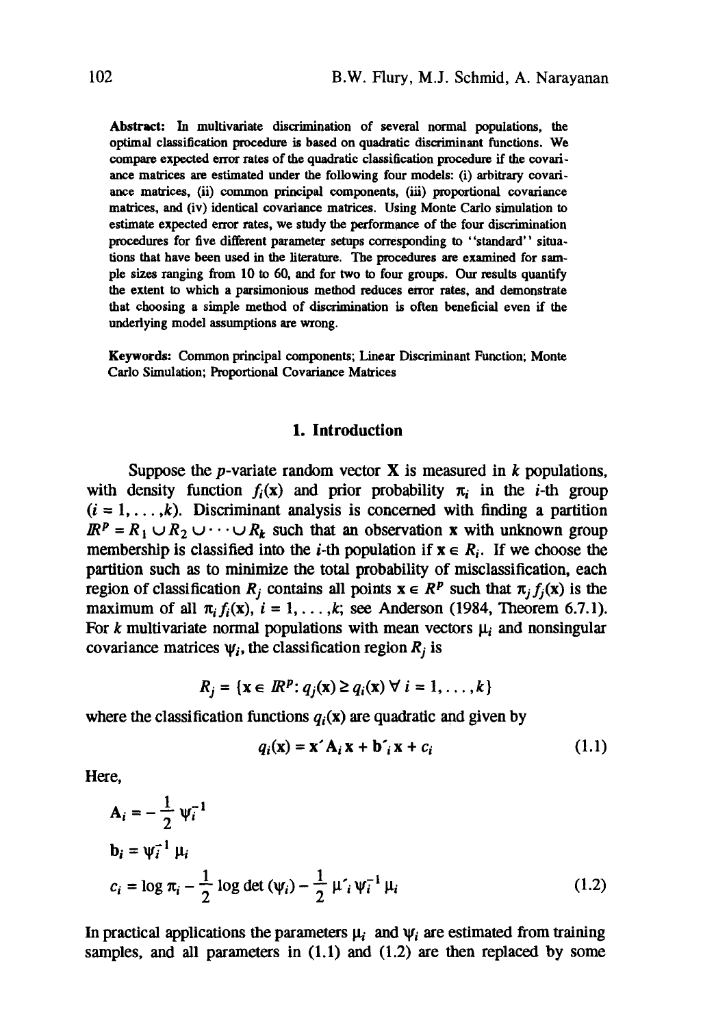**Abstract:** In multivariate discrimination of several normal populations, the optimal classification procedure is based on quadratic discriminant functions. We compare expected error rates of the quadratic classification procedure if the covariance matrices are estimated under the following four models: (i) arbitrary covariance matrices, (ii) common principal components, (iii) proportional covariance matrices, and (iv) identical covariance matrices. Using Monte Carlo simulation to estimate expected error rates, we study the performance of the four discrimination procedures for five different parameter setups corresponding to "standard" situations that have been used in the literature. The procedures are examined for sample sizes ranging from 10 to 60, and for two to four groups. Our results quantify the extent to which a parsimonious method reduces error rates, and demonstrate that choosing a simple method of discrimination is often beneficial even if the underlying model assumptions are wrong.

**Keywords:** Common principal components; Linear Discriminant Function; Monte Carlo Simulation; Proportional Covariance Matrices

## 1. Introduction

Suppose the $p$-variate random vector $\mathbf{X}$ is measured in $k$ populations, with density function $f_i(\mathbf{x})$ and prior probability $\pi_i$ in the $i$-th group ($i = 1, \ldots, k$). Discriminant analysis is concerned with finding a partition $\mathbb{R}^p = R_1 \cup R_2 \cup \cdots \cup R_k$ such that an observation $\mathbf{x}$ with unknown group membership is classified into the $i$-th population if $\mathbf{x} \in R_i$. If we choose the partition such as to minimize the total probability of misclassification, each region of classification $R_j$ contains all points $\mathbf{x} \in R^p$ such that $\pi_j f_j(\mathbf{x})$ is the maximum of all $\pi_i f_i(\mathbf{x})$, $i = 1, \ldots, k$; see Anderson (1984, Theorem 6.7.1). For $k$ multivariate normal populations with mean vectors $\mu_i$ and nonsingular covariance matrices $\psi_i$, the classification region $R_j$ is

$$R_j = \{\mathbf{x} \in \mathbb{R}^p: q_j(\mathbf{x}) \geq q_i(\mathbf{x}) \; \forall \; i = 1, \ldots, k\}$$

where the classification functions $q_i(\mathbf{x})$ are quadratic and given by

$$q_i(\mathbf{x}) = \mathbf{x}' \mathbf{A}_i \mathbf{x} + \mathbf{b}'_i \mathbf{x} + c_i \tag{1.1}$$

Here,

$$\begin{aligned}
\mathbf{A}_i &= -\frac{1}{2} \psi_i^{-1} \\
\mathbf{b}_i &= \psi_i^{-1} \mu_i \\
c_i &= \log \pi_i - \frac{1}{2} \log \det (\psi_i) - \frac{1}{2} \mu'_i \psi_i^{-1} \mu_i
\end{aligned} \tag{1.2}$$

In practical applications the parameters $\mu_i$ and $\psi_i$ are estimated from training samples, and all parameters in (1.1) and (1.2) are then replaced by some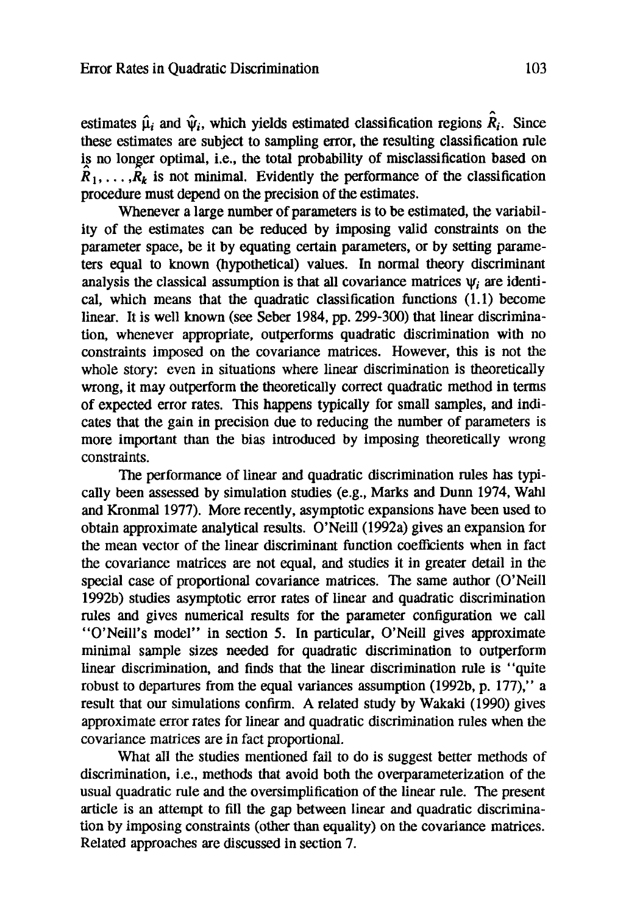estimates $\hat{\mu}_i$ and $\hat{\psi}_i$, which yields estimated classification regions $\hat{R}_i$. Since these estimates are subject to sampling error, the resulting classification rule is no longer optimal, i.e., the total probability of misclassification based on $\hat{R}_1, \ldots, \hat{R}_k$ is not minimal. Evidently the performance of the classification procedure must depend on the precision of the estimates.

Whenever a large number of parameters is to be estimated, the variability of the estimates can be reduced by imposing valid constraints on the parameter space, be it by equating certain parameters, or by setting parameters equal to known (hypothetical) values. In normal theory discriminant analysis the classical assumption is that all covariance matrices $\psi_i$ are identical, which means that the quadratic classification functions (1.1) become linear. It is well known (see Seber 1984, pp. 299-300) that linear discrimination, whenever appropriate, outperforms quadratic discrimination with no constraints imposed on the covariance matrices. However, this is not the whole story: even in situations where linear discrimination is theoretically wrong, it may outperform the theoretically correct quadratic method in terms of expected error rates. This happens typically for small samples, and indicates that the gain in precision due to reducing the number of parameters is more important than the bias introduced by imposing theoretically wrong constraints.

The performance of linear and quadratic discrimination rules has typically been assessed by simulation studies (e.g., Marks and Dunn 1974, Wahl and Kronmal 1977). More recently, asymptotic expansions have been used to obtain approximate analytical results. O'Neill (1992a) gives an expansion for the mean vector of the linear discriminant function coefficients when in fact the covariance matrices are not equal, and studies it in greater detail in the special case of proportional covariance matrices. The same author (O'Neill 1992b) studies asymptotic error rates of linear and quadratic discrimination rules and gives numerical results for the parameter configuration we call "O'Neill's model" in section 5. In particular, O'Neill gives approximate minimal sample sizes needed for quadratic discrimination to outperform linear discrimination, and finds that the linear discrimination rule is "quite robust to departures from the equal variances assumption (1992b, p. 177)," a result that our simulations confirm. A related study by Wakaki (1990) gives approximate error rates for linear and quadratic discrimination rules when the covariance matrices are in fact proportional.

What all the studies mentioned fail to do is suggest better methods of discrimination, i.e., methods that avoid both the overparameterization of the usual quadratic rule and the oversimplification of the linear rule. The present article is an attempt to fill the gap between linear and quadratic discrimination by imposing constraints (other than equality) on the covariance matrices. Related approaches are discussed in section 7.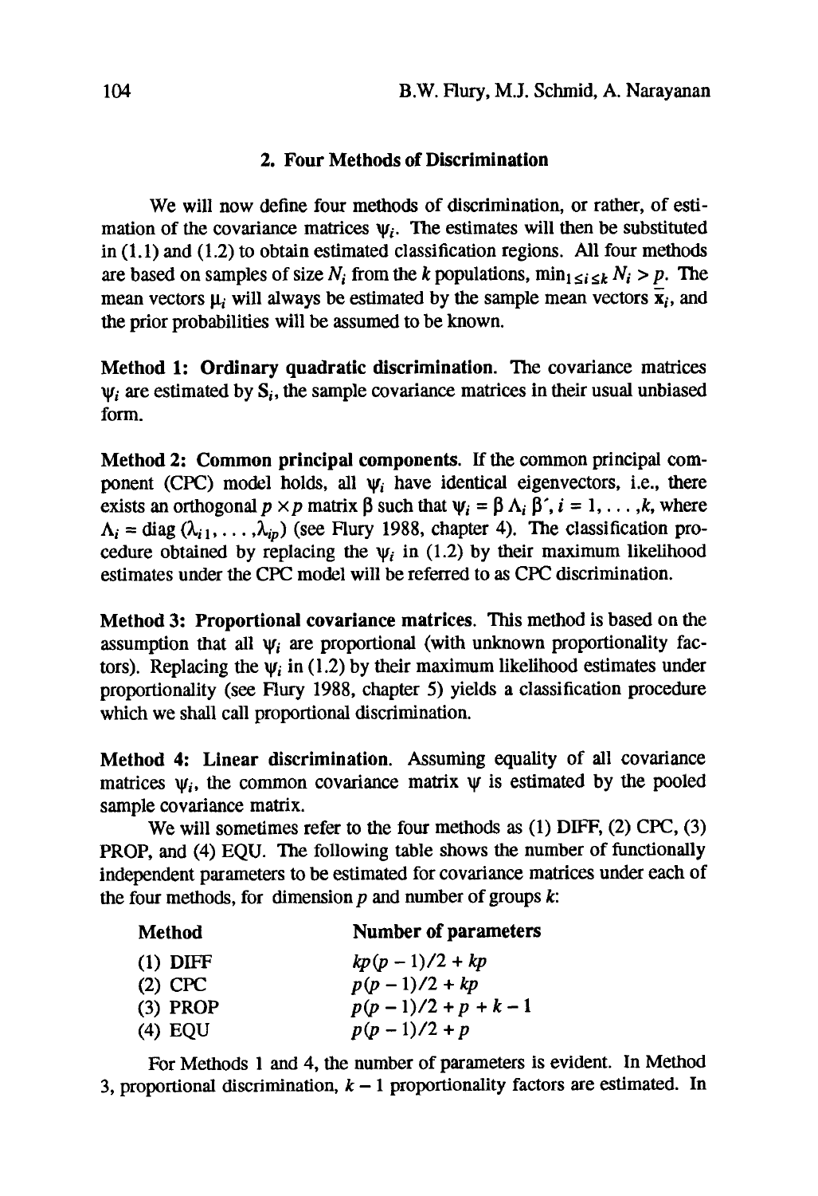## 2. Four Methods of Discrimination

We will now define four methods of discrimination, or rather, of estimation of the covariance matrices $\psi_i$. The estimates will then be substituted in (1.1) and (1.2) to obtain estimated classification regions. All four methods are based on samples of size $N_i$ from the $k$ populations, $\min_{1 \le i \le k} N_i > p$. The mean vectors $\mu_i$ will always be estimated by the sample mean vectors $\bar{\mathbf{x}}_i$, and the prior probabilities will be assumed to be known.

**Method 1: Ordinary quadratic discrimination.** The covariance matrices $\psi_i$ are estimated by $\mathbf{S}_i$, the sample covariance matrices in their usual unbiased form.

**Method 2: Common principal components.** If the common principal component (CPC) model holds, all $\psi_i$ have identical eigenvectors, i.e., there exists an orthogonal $p \times p$ matrix $\beta$ such that $\psi_i = \beta \Lambda_i \beta'$, $i = 1, \ldots, k$, where $\Lambda_i = \text{diag}(\lambda_{i1}, \ldots, \lambda_{ip})$ (see Flury 1988, chapter 4). The classification procedure obtained by replacing the $\psi_i$ in (1.2) by their maximum likelihood estimates under the CPC model will be referred to as CPC discrimination.

**Method 3: Proportional covariance matrices.** This method is based on the assumption that all $\psi_i$ are proportional (with unknown proportionality factors). Replacing the $\psi_i$ in (1.2) by their maximum likelihood estimates under proportionality (see Flury 1988, chapter 5) yields a classification procedure which we shall call proportional discrimination.

**Method 4: Linear discrimination.** Assuming equality of all covariance matrices $\psi_i$, the common covariance matrix $\psi$ is estimated by the pooled sample covariance matrix.

We will sometimes refer to the four methods as (1) DIFF, (2) CPC, (3) PROP, and (4) EQU. The following table shows the number of functionally independent parameters to be estimated for covariance matrices under each of the four methods, for dimension $p$ and number of groups $k$:

| Method | Number of parameters |
|---|---|
| (1) DIFF | $kp(p-1)/2 + kp$ |
| (2) CPC | $p(p-1)/2 + kp$ |
| (3) PROP | $p(p-1)/2 + p + k - 1$ |
| (4) EQU | $p(p-1)/2 + p$ |

For Methods 1 and 4, the number of parameters is evident. In Method 3, proportional discrimination, $k - 1$ proportionality factors are estimated. In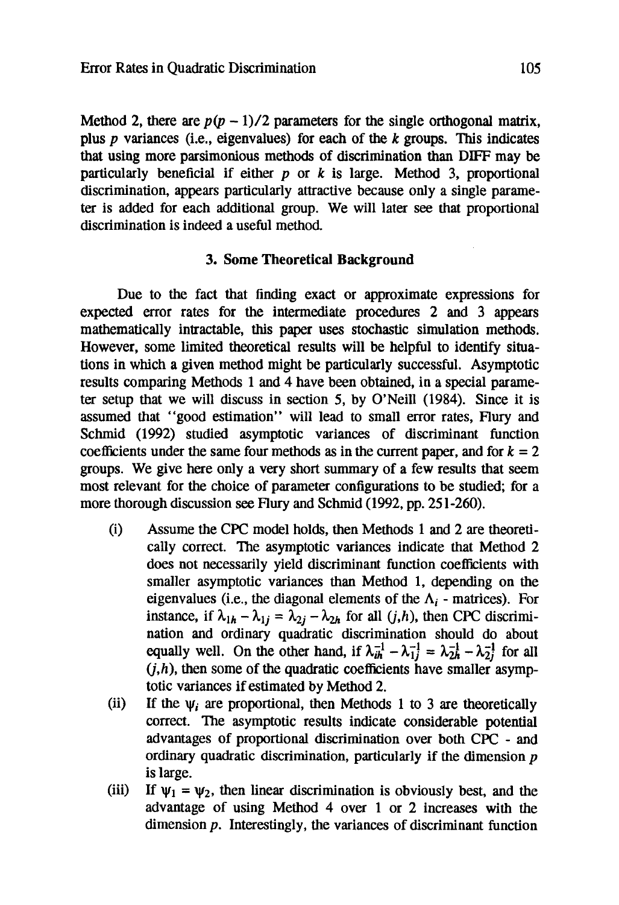Method 2, there are $p(p-1)/2$ parameters for the single orthogonal matrix, plus $p$ variances (i.e., eigenvalues) for each of the $k$ groups. This indicates that using more parsimonious methods of discrimination than DIFF may be particularly beneficial if either $p$ or $k$ is large. Method 3, proportional discrimination, appears particularly attractive because only a single parameter is added for each additional group. We will later see that proportional discrimination is indeed a useful method.

### 3. Some Theoretical Background

Due to the fact that finding exact or approximate expressions for expected error rates for the intermediate procedures 2 and 3 appears mathematically intractable, this paper uses stochastic simulation methods. However, some limited theoretical results will be helpful to identify situations in which a given method might be particularly successful. Asymptotic results comparing Methods 1 and 4 have been obtained, in a special parameter setup that we will discuss in section 5, by O'Neill (1984). Since it is assumed that "good estimation" will lead to small error rates, Flury and Schmid (1992) studied asymptotic variances of discriminant function coefficients under the same four methods as in the current paper, and for $k = 2$ groups. We give here only a very short summary of a few results that seem most relevant for the choice of parameter configurations to be studied; for a more thorough discussion see Flury and Schmid (1992, pp. 251-260).

(i) Assume the CPC model holds, then Methods 1 and 2 are theoretically correct. The asymptotic variances indicate that Method 2 does not necessarily yield discriminant function coefficients with smaller asymptotic variances than Method 1, depending on the eigenvalues (i.e., the diagonal elements of the $\Lambda_i$ - matrices). For instance, if $\lambda_{1h} - \lambda_{1j} = \lambda_{2j} - \lambda_{2h}$ for all $(j,h)$, then CPC discrimination and ordinary quadratic discrimination should do about equally well. On the other hand, if $\lambda_{ih}^{-1} - \lambda_{1j}^{-1} = \lambda_{2h}^{-1} - \lambda_{2j}^{-1}$ for all $(j,h)$, then some of the quadratic coefficients have smaller asymptotic variances if estimated by Method 2.

(ii) If the $\psi_i$ are proportional, then Methods 1 to 3 are theoretically correct. The asymptotic results indicate considerable potential advantages of proportional discrimination over both CPC - and ordinary quadratic discrimination, particularly if the dimension $p$ is large.

(iii) If $\psi_1 = \psi_2$, then linear discrimination is obviously best, and the advantage of using Method 4 over 1 or 2 increases with the dimension $p$. Interestingly, the variances of discriminant function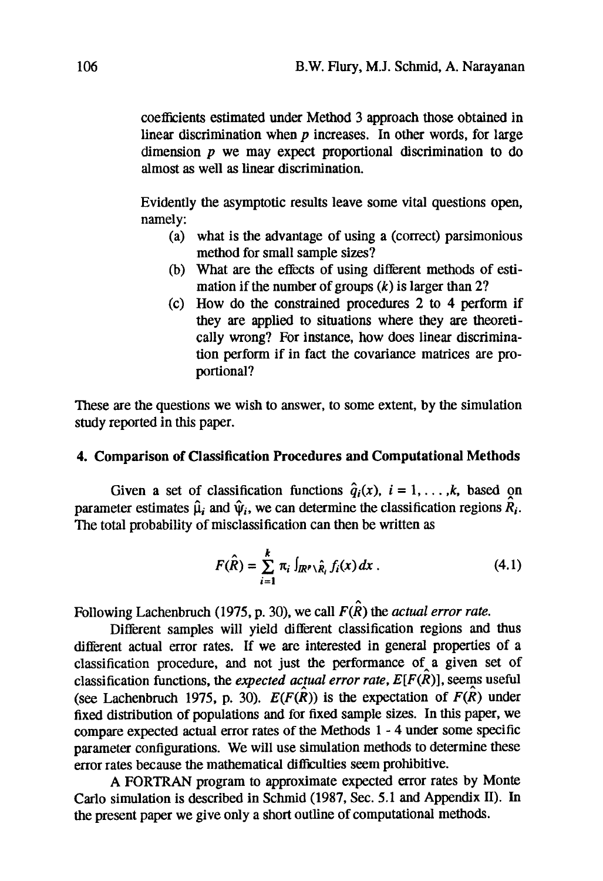coefficients estimated under Method 3 approach those obtained in linear discrimination when $p$ increases. In other words, for large dimension $p$ we may expect proportional discrimination to do almost as well as linear discrimination.

Evidently the asymptotic results leave some vital questions open, namely:

(a) what is the advantage of using a (correct) parsimonious method for small sample sizes?

(b) What are the effects of using different methods of estimation if the number of groups ($k$) is larger than 2?

(c) How do the constrained procedures 2 to 4 perform if they are applied to situations where they are theoretically wrong? For instance, how does linear discrimination perform if in fact the covariance matrices are proportional?

These are the questions we wish to answer, to some extent, by the simulation study reported in this paper.

## 4. Comparison of Classification Procedures and Computational Methods

Given a set of classification functions $\hat{q}_i(x)$, $i = 1, \ldots, k$, based on parameter estimates $\hat{\mu}_i$ and $\hat{\psi}_i$, we can determine the classification regions $\hat{R}_i$. The total probability of misclassification can then be written as

$$F(\hat{R}) = \sum_{i=1}^{k} \pi_i \int_{\mathbb{R}^p \setminus \hat{R}_i} f_i(x)\, dx\,. \tag{4.1}$$

Following Lachenbruch (1975, p. 30), we call $F(\hat{R})$ the *actual error rate.*

Different samples will yield different classification regions and thus different actual error rates. If we are interested in general properties of a classification procedure, and not just the performance of a given set of classification functions, the *expected actual error rate*, $E[F(\hat{R})]$, seems useful (see Lachenbruch 1975, p. 30). $E(F(\hat{R}))$ is the expectation of $F(\hat{R})$ under fixed distribution of populations and for fixed sample sizes. In this paper, we compare expected actual error rates of the Methods 1 - 4 under some specific parameter configurations. We will use simulation methods to determine these error rates because the mathematical difficulties seem prohibitive.

A FORTRAN program to approximate expected error rates by Monte Carlo simulation is described in Schmid (1987, Sec. 5.1 and Appendix II). In the present paper we give only a short outline of computational methods.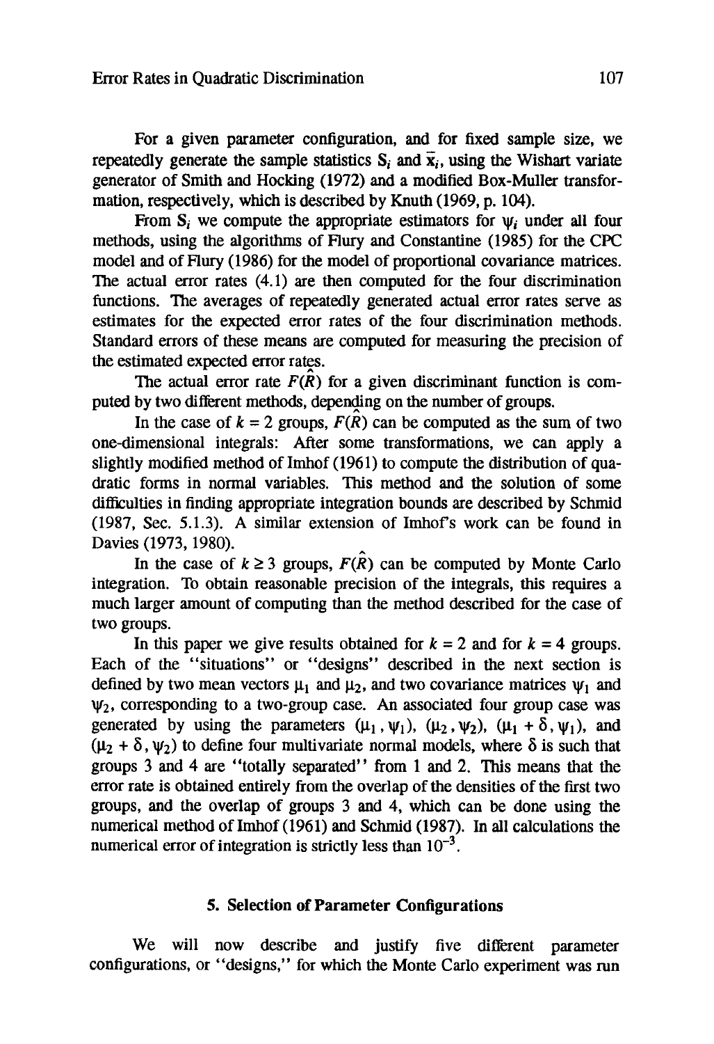For a given parameter configuration, and for fixed sample size, we repeatedly generate the sample statistics $\mathbf{S}_i$ and $\bar{\mathbf{x}}_i$, using the Wishart variate generator of Smith and Hocking (1972) and a modified Box-Muller transformation, respectively, which is described by Knuth (1969, p. 104).

From $\mathbf{S}_i$ we compute the appropriate estimators for $\psi_i$ under all four methods, using the algorithms of Flury and Constantine (1985) for the CPC model and of Flury (1986) for the model of proportional covariance matrices. The actual error rates (4.1) are then computed for the four discrimination functions. The averages of repeatedly generated actual error rates serve as estimates for the expected error rates of the four discrimination methods. Standard errors of these means are computed for measuring the precision of the estimated expected error rates.

The actual error rate $F(\hat{R})$ for a given discriminant function is computed by two different methods, depending on the number of groups.

In the case of $k = 2$ groups, $F(\hat{R})$ can be computed as the sum of two one-dimensional integrals: After some transformations, we can apply a slightly modified method of Imhof (1961) to compute the distribution of quadratic forms in normal variables. This method and the solution of some difficulties in finding appropriate integration bounds are described by Schmid (1987, Sec. 5.1.3). A similar extension of Imhof's work can be found in Davies (1973, 1980).

In the case of $k \geq 3$ groups, $F(\hat{R})$ can be computed by Monte Carlo integration. To obtain reasonable precision of the integrals, this requires a much larger amount of computing than the method described for the case of two groups.

In this paper we give results obtained for $k = 2$ and for $k = 4$ groups. Each of the "situations" or "designs" described in the next section is defined by two mean vectors $\mu_1$ and $\mu_2$, and two covariance matrices $\psi_1$ and $\psi_2$, corresponding to a two-group case. An associated four group case was generated by using the parameters $(\mu_1, \psi_1)$, $(\mu_2, \psi_2)$, $(\mu_1 + \delta, \psi_1)$, and $(\mu_2 + \delta, \psi_2)$ to define four multivariate normal models, where $\delta$ is such that groups 3 and 4 are "totally separated" from 1 and 2. This means that the error rate is obtained entirely from the overlap of the densities of the first two groups, and the overlap of groups 3 and 4, which can be done using the numerical method of Imhof (1961) and Schmid (1987). In all calculations the numerical error of integration is strictly less than $10^{-3}$.

## 5. Selection of Parameter Configurations

We will now describe and justify five different parameter configurations, or "designs," for which the Monte Carlo experiment was run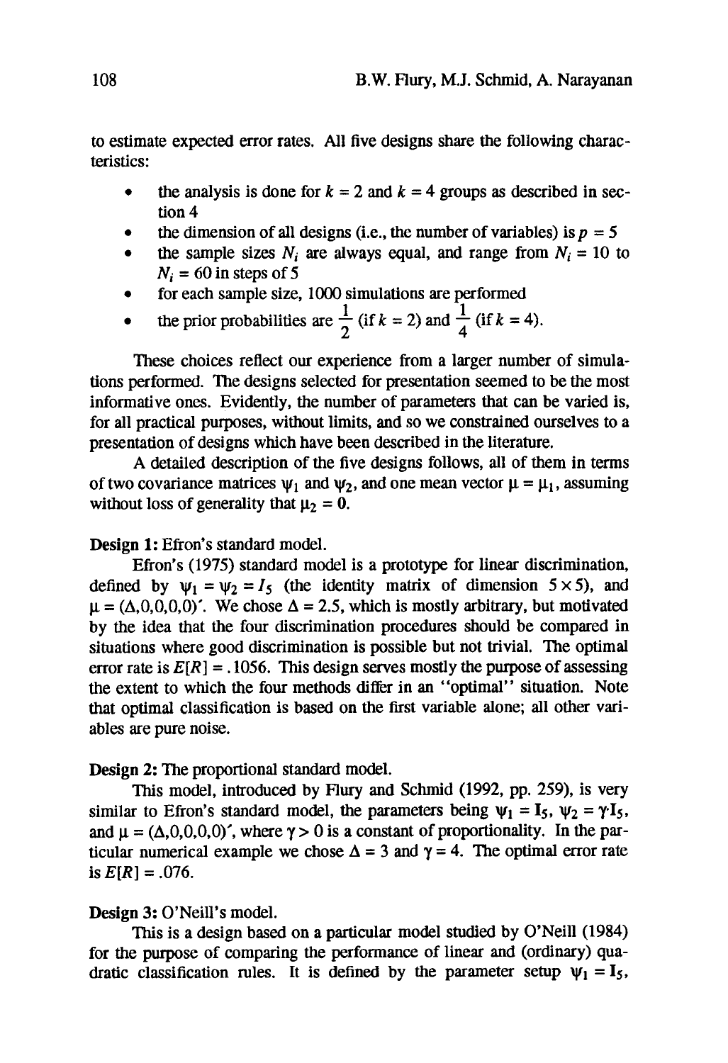to estimate expected error rates. All five designs share the following characteristics:

- the analysis is done for $k = 2$ and $k = 4$ groups as described in section 4
- the dimension of all designs (i.e., the number of variables) is $p = 5$
- the sample sizes $N_i$ are always equal, and range from $N_i = 10$ to $N_i = 60$ in steps of 5
- for each sample size, 1000 simulations are performed
- the prior probabilities are $\frac{1}{2}$ (if $k = 2$) and $\frac{1}{4}$ (if $k = 4$).

These choices reflect our experience from a larger number of simulations performed. The designs selected for presentation seemed to be the most informative ones. Evidently, the number of parameters that can be varied is, for all practical purposes, without limits, and so we constrained ourselves to a presentation of designs which have been described in the literature.

A detailed description of the five designs follows, all of them in terms of two covariance matrices $\psi_1$ and $\psi_2$, and one mean vector $\mu = \mu_1$, assuming without loss of generality that $\mu_2 = \mathbf{0}$.

**Design 1:** Efron's standard model.

Efron's (1975) standard model is a prototype for linear discrimination, defined by $\psi_1 = \psi_2 = I_5$ (the identity matrix of dimension $5 \times 5$), and $\mu = (\Delta, 0, 0, 0, 0)'$. We chose $\Delta = 2.5$, which is mostly arbitrary, but motivated by the idea that the four discrimination procedures should be compared in situations where good discrimination is possible but not trivial. The optimal error rate is $E[R] = .1056$. This design serves mostly the purpose of assessing the extent to which the four methods differ in an "optimal" situation. Note that optimal classification is based on the first variable alone; all other variables are pure noise.

**Design 2:** The proportional standard model.

This model, introduced by Flury and Schmid (1992, pp. 259), is very similar to Efron's standard model, the parameters being $\psi_1 = \mathbf{I}_5$, $\psi_2 = \gamma \cdot \mathbf{I}_5$, and $\mu = (\Delta, 0, 0, 0, 0)'$, where $\gamma > 0$ is a constant of proportionality. In the particular numerical example we chose $\Delta = 3$ and $\gamma = 4$. The optimal error rate is $E[R] = .076$.

**Design 3:** O'Neill's model.

This is a design based on a particular model studied by O'Neill (1984) for the purpose of comparing the performance of linear and (ordinary) quadratic classification rules. It is defined by the parameter setup $\psi_1 = \mathbf{I}_5$,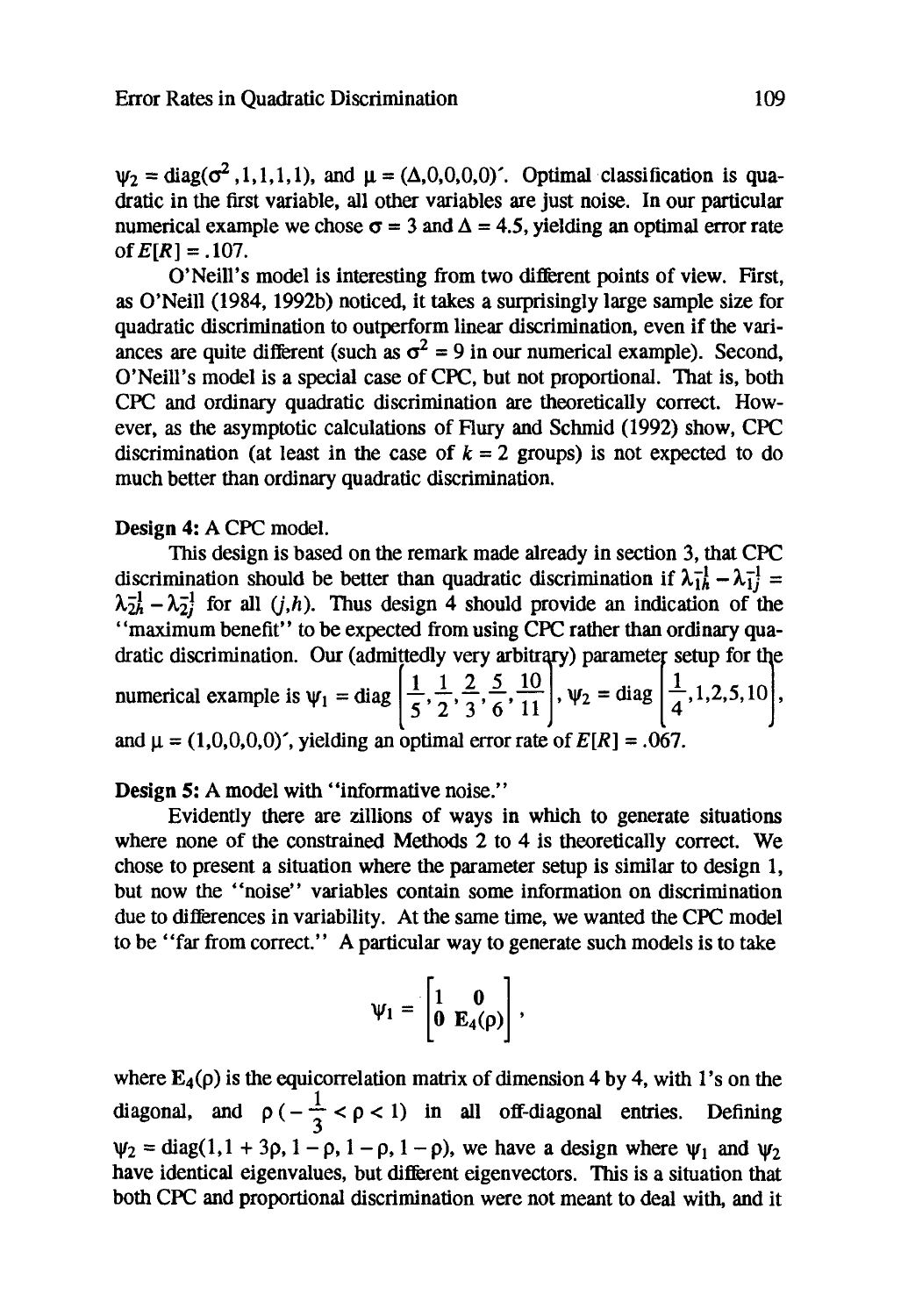$\psi_2 = \text{diag}(\sigma^2, 1, 1, 1, 1)$, and $\mu = (\Delta, 0, 0, 0, 0)'$. Optimal classification is quadratic in the first variable, all other variables are just noise. In our particular numerical example we chose $\sigma = 3$ and $\Delta = 4.5$, yielding an optimal error rate of $E[R] = .107$.

O'Neill's model is interesting from two different points of view. First, as O'Neill (1984, 1992b) noticed, it takes a surprisingly large sample size for quadratic discrimination to outperform linear discrimination, even if the variances are quite different (such as $\sigma^2 = 9$ in our numerical example). Second, O'Neill's model is a special case of CPC, but not proportional. That is, both CPC and ordinary quadratic discrimination are theoretically correct. However, as the asymptotic calculations of Flury and Schmid (1992) show, CPC discrimination (at least in the case of $k = 2$ groups) is not expected to do much better than ordinary quadratic discrimination.

**Design 4:** A CPC model.

This design is based on the remark made already in section 3, that CPC discrimination should be better than quadratic discrimination if $\lambda_{1h}^{-1} - \lambda_{1j}^{-1} = \lambda_{2h}^{-1} - \lambda_{2j}^{-1}$ for all $(j,h)$. Thus design 4 should provide an indication of the "maximum benefit" to be expected from using CPC rather than ordinary quadratic discrimination. Our (admittedly very arbitrary) parameter setup for the numerical example is $\psi_1 = \text{diag}\left[\frac{1}{5}, \frac{1}{2}, \frac{2}{3}, \frac{5}{6}, \frac{10}{11}\right]$, $\psi_2 = \text{diag}\left[\frac{1}{4}, 1, 2, 5, 10\right]$, and $\mu = (1, 0, 0, 0, 0)'$, yielding an optimal error rate of $E[R] = .067$.

**Design 5:** A model with "informative noise."

Evidently there are zillions of ways in which to generate situations where none of the constrained Methods 2 to 4 is theoretically correct. We chose to present a situation where the parameter setup is similar to design 1, but now the "noise" variables contain some information on discrimination due to differences in variability. At the same time, we wanted the CPC model to be "far from correct." A particular way to generate such models is to take

$$\psi_1 = \begin{bmatrix} 1 & \mathbf{0} \\ \mathbf{0} & \mathbf{E}_4(\rho) \end{bmatrix},$$

where $\mathbf{E}_4(\rho)$ is the equicorrelation matrix of dimension 4 by 4, with 1's on the diagonal, and $\rho \; (-\frac{1}{3} < \rho < 1)$ in all off-diagonal entries. Defining $\psi_2 = \text{diag}(1, 1+3\rho, 1-\rho, 1-\rho, 1-\rho)$, we have a design where $\psi_1$ and $\psi_2$ have identical eigenvalues, but different eigenvectors. This is a situation that both CPC and proportional discrimination were not meant to deal with, and it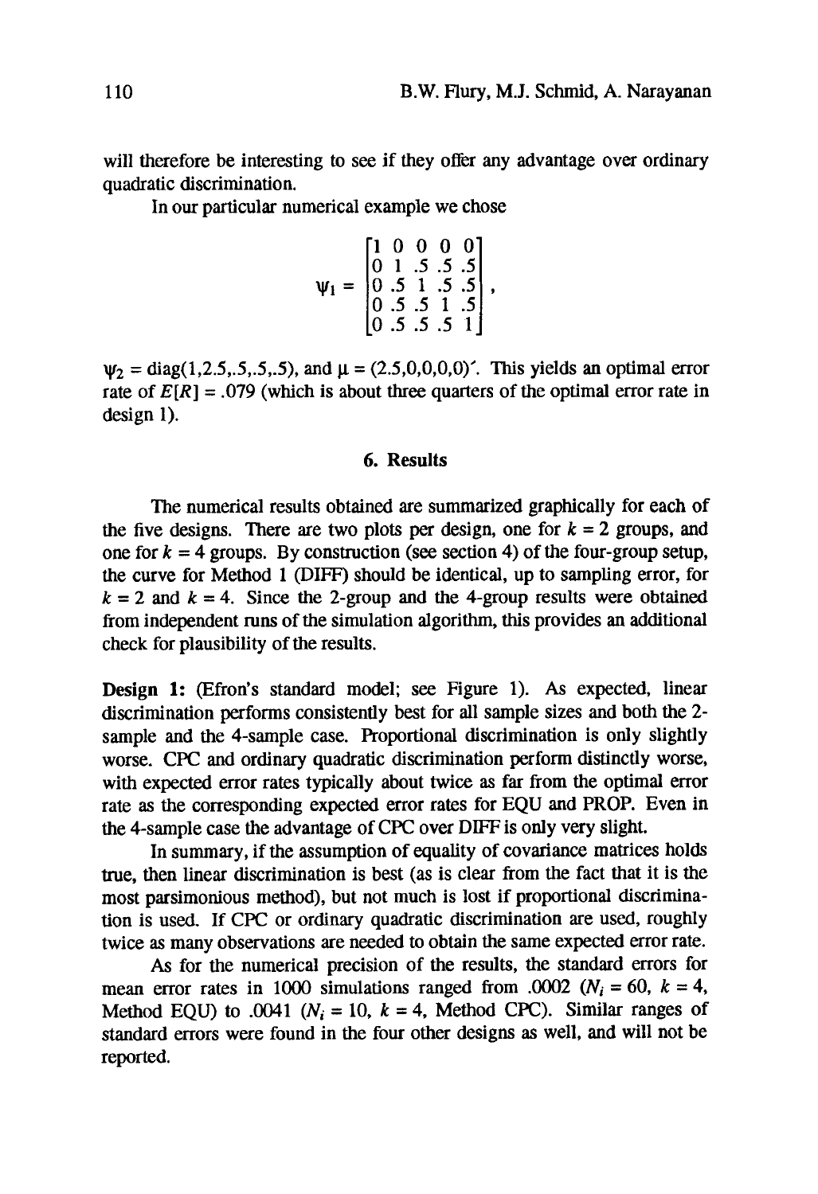will therefore be interesting to see if they offer any advantage over ordinary quadratic discrimination.

In our particular numerical example we chose

$$\psi_1 = \begin{bmatrix} 1 & 0 & 0 & 0 & 0 \\ 0 & 1 & .5 & .5 & .5 \\ 0 & .5 & 1 & .5 & .5 \\ 0 & .5 & .5 & 1 & .5 \\ 0 & .5 & .5 & .5 & 1 \end{bmatrix},$$

$\psi_2 = \text{diag}(1,2.5,.5,.5,.5)$, and $\mu = (2.5,0,0,0,0)'$. This yields an optimal error rate of $E[R] = .079$ (which is about three quarters of the optimal error rate in design 1).

## 6. Results

The numerical results obtained are summarized graphically for each of the five designs. There are two plots per design, one for $k = 2$ groups, and one for $k = 4$ groups. By construction (see section 4) of the four-group setup, the curve for Method 1 (DIFF) should be identical, up to sampling error, for $k = 2$ and $k = 4$. Since the 2-group and the 4-group results were obtained from independent runs of the simulation algorithm, this provides an additional check for plausibility of the results.

**Design 1:** (Efron's standard model; see Figure 1). As expected, linear discrimination performs consistently best for all sample sizes and both the 2-sample and the 4-sample case. Proportional discrimination is only slightly worse. CPC and ordinary quadratic discrimination perform distinctly worse, with expected error rates typically about twice as far from the optimal error rate as the corresponding expected error rates for EQU and PROP. Even in the 4-sample case the advantage of CPC over DIFF is only very slight.

In summary, if the assumption of equality of covariance matrices holds true, then linear discrimination is best (as is clear from the fact that it is the most parsimonious method), but not much is lost if proportional discrimination is used. If CPC or ordinary quadratic discrimination are used, roughly twice as many observations are needed to obtain the same expected error rate.

As for the numerical precision of the results, the standard errors for mean error rates in 1000 simulations ranged from .0002 ($N_i = 60$, $k = 4$, Method EQU) to .0041 ($N_i = 10$, $k = 4$, Method CPC). Similar ranges of standard errors were found in the four other designs as well, and will not be reported.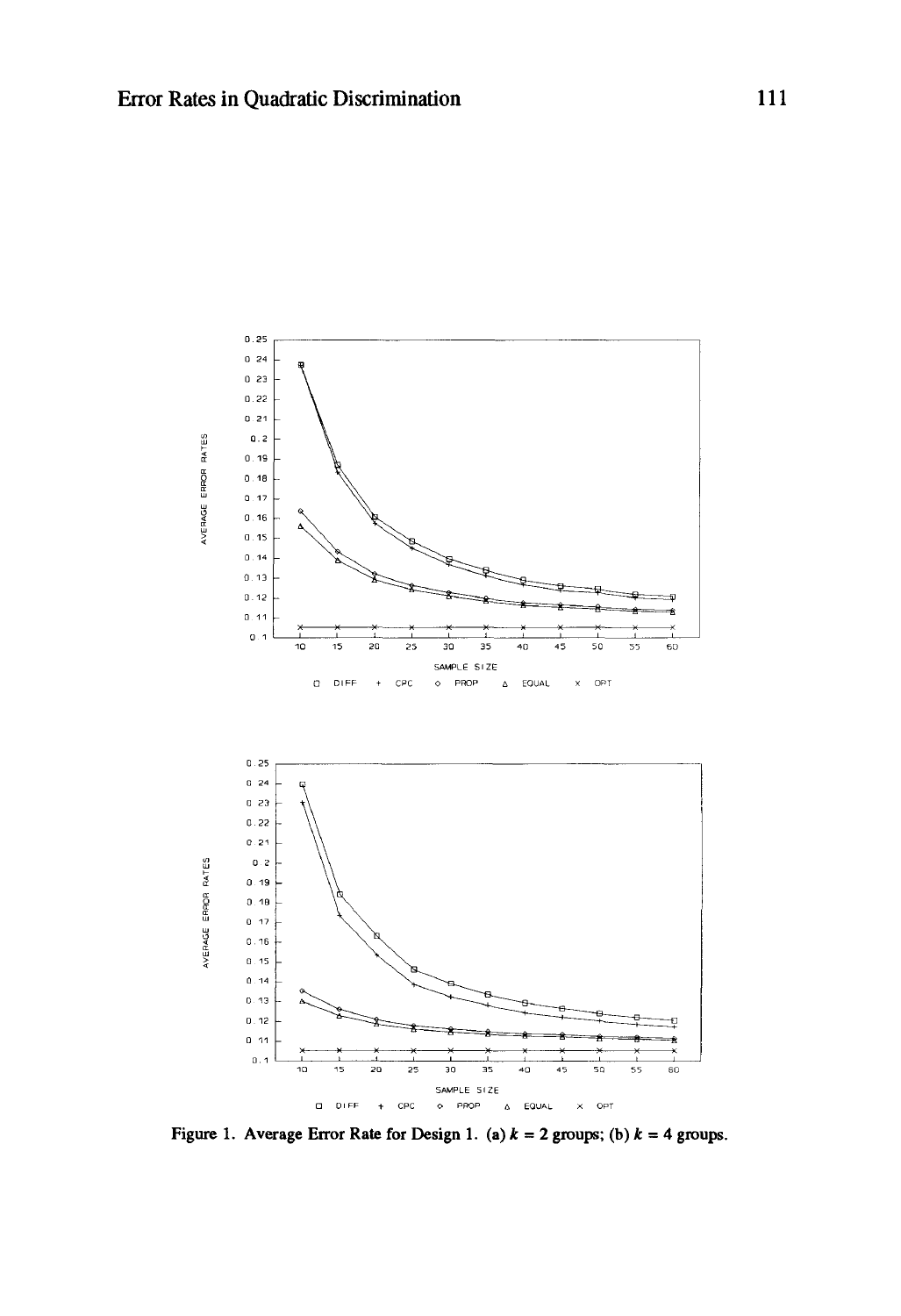Figure 1. Average Error Rate for Design 1. (a) $k = 2$ groups; (b) $k = 4$ groups.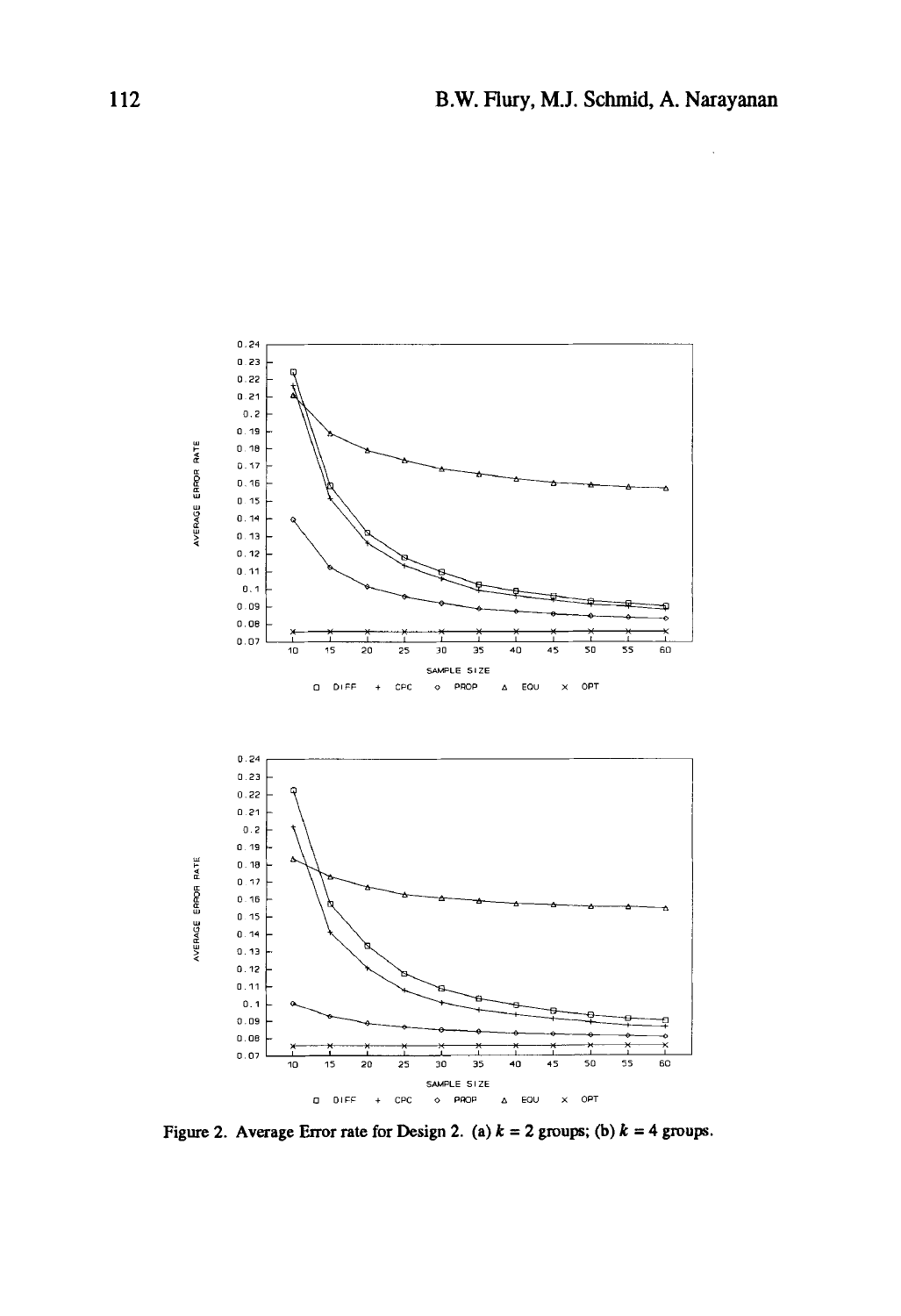Figure 2. Average Error rate for Design 2. (a) $k = 2$ groups; (b) $k = 4$ groups.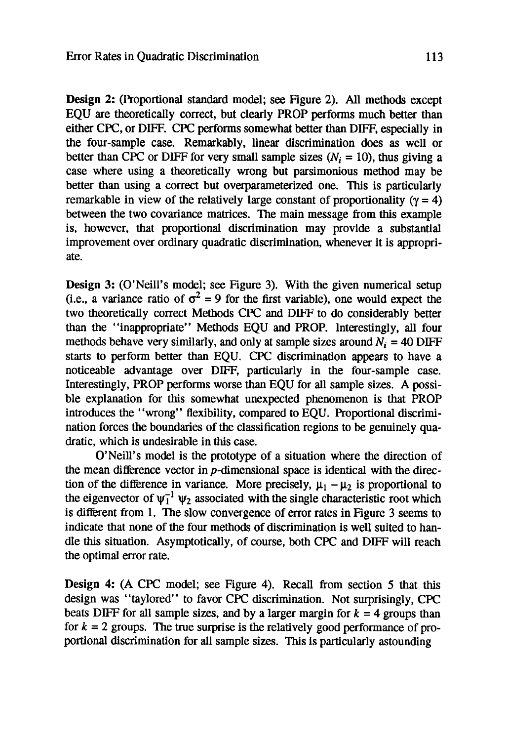**Design 2:** (Proportional standard model; see Figure 2). All methods except EQU are theoretically correct, but clearly PROP performs much better than either CPC, or DIFF. CPC performs somewhat better than DIFF, especially in the four-sample case. Remarkably, linear discrimination does as well or better than CPC or DIFF for very small sample sizes ($N_i = 10$), thus giving a case where using a theoretically wrong but parsimonious method may be better than using a correct but overparameterized one. This is particularly remarkable in view of the relatively large constant of proportionality ($\gamma = 4$) between the two covariance matrices. The main message from this example is, however, that proportional discrimination may provide a substantial improvement over ordinary quadratic discrimination, whenever it is appropriate.

**Design 3:** (O'Neill's model; see Figure 3). With the given numerical setup (i.e., a variance ratio of $\sigma^2 = 9$ for the first variable), one would expect the two theoretically correct Methods CPC and DIFF to do considerably better than the "inappropriate" Methods EQU and PROP. Interestingly, all four methods behave very similarly, and only at sample sizes around $N_i = 40$ DIFF starts to perform better than EQU. CPC discrimination appears to have a noticeable advantage over DIFF, particularly in the four-sample case. Interestingly, PROP performs worse than EQU for all sample sizes. A possible explanation for this somewhat unexpected phenomenon is that PROP introduces the "wrong" flexibility, compared to EQU. Proportional discrimination forces the boundaries of the classification regions to be genuinely quadratic, which is undesirable in this case.

O'Neill's model is the prototype of a situation where the direction of the mean difference vector in $p$-dimensional space is identical with the direction of the difference in variance. More precisely, $\mu_1 - \mu_2$ is proportional to the eigenvector of $\psi_1^{-1} \psi_2$ associated with the single characteristic root which is different from 1. The slow convergence of error rates in Figure 3 seems to indicate that none of the four methods of discrimination is well suited to handle this situation. Asymptotically, of course, both CPC and DIFF will reach the optimal error rate.

**Design 4:** (A CPC model; see Figure 4). Recall from section 5 that this design was "taylored" to favor CPC discrimination. Not surprisingly, CPC beats DIFF for all sample sizes, and by a larger margin for $k = 4$ groups than for $k = 2$ groups. The true surprise is the relatively good performance of proportional discrimination for all sample sizes. This is particularly astounding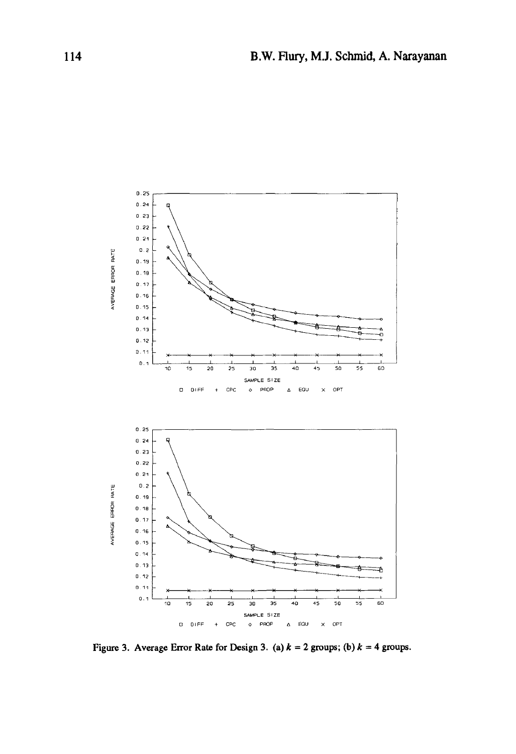Figure 3. Average Error Rate for Design 3. (a) $k = 2$ groups; (b) $k = 4$ groups.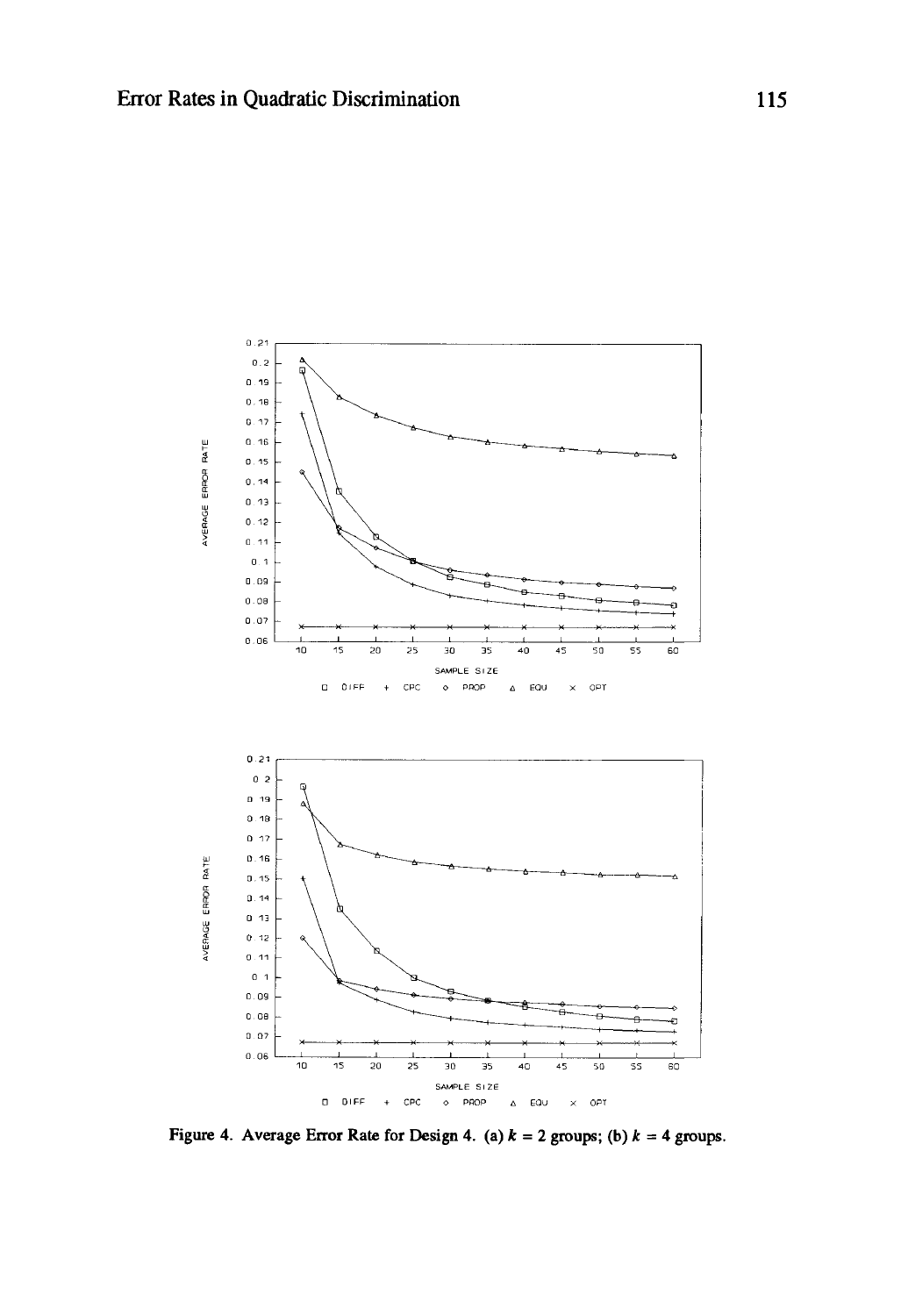Figure 4. Average Error Rate for Design 4. (a) $k = 2$ groups; (b) $k = 4$ groups.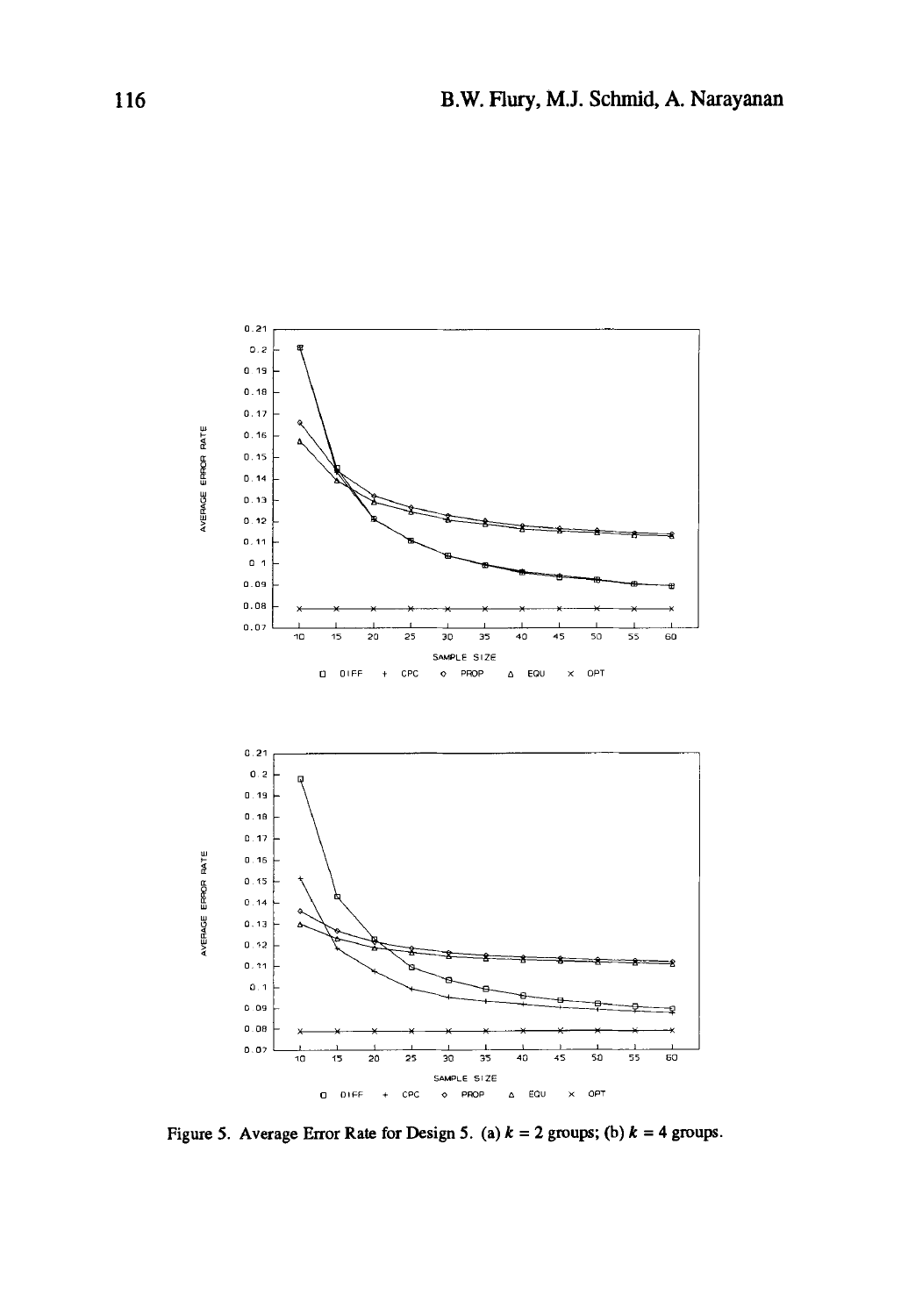Figure 5. Average Error Rate for Design 5. (a) $k = 2$ groups; (b) $k = 4$ groups.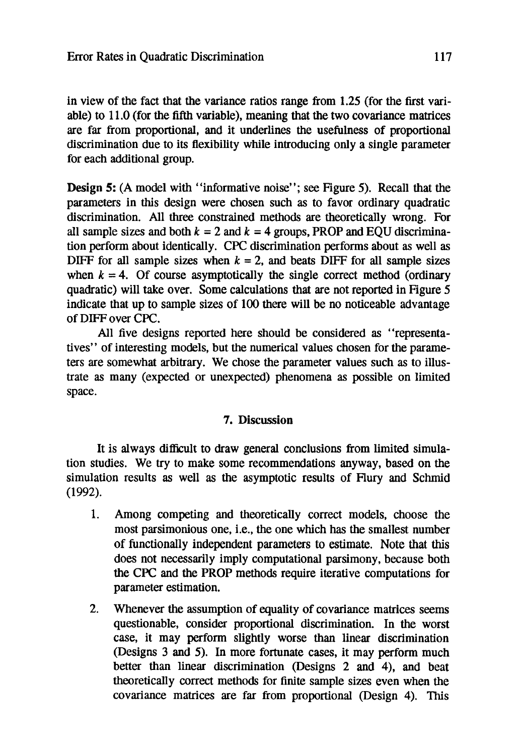in view of the fact that the variance ratios range from 1.25 (for the first variable) to 11.0 (for the fifth variable), meaning that the two covariance matrices are far from proportional, and it underlines the usefulness of proportional discrimination due to its flexibility while introducing only a single parameter for each additional group.

**Design 5:** (A model with "informative noise"; see Figure 5). Recall that the parameters in this design were chosen such as to favor ordinary quadratic discrimination. All three constrained methods are theoretically wrong. For all sample sizes and both $k = 2$ and $k = 4$ groups, PROP and EQU discrimination perform about identically. CPC discrimination performs about as well as DIFF for all sample sizes when $k = 2$, and beats DIFF for all sample sizes when $k = 4$. Of course asymptotically the single correct method (ordinary quadratic) will take over. Some calculations that are not reported in Figure 5 indicate that up to sample sizes of 100 there will be no noticeable advantage of DIFF over CPC.

All five designs reported here should be considered as "representatives" of interesting models, but the numerical values chosen for the parameters are somewhat arbitrary. We chose the parameter values such as to illustrate as many (expected or unexpected) phenomena as possible on limited space.

## 7. Discussion

It is always difficult to draw general conclusions from limited simulation studies. We try to make some recommendations anyway, based on the simulation results as well as the asymptotic results of Flury and Schmid (1992).

1. Among competing and theoretically correct models, choose the most parsimonious one, i.e., the one which has the smallest number of functionally independent parameters to estimate. Note that this does not necessarily imply computational parsimony, because both the CPC and the PROP methods require iterative computations for parameter estimation.
2. Whenever the assumption of equality of covariance matrices seems questionable, consider proportional discrimination. In the worst case, it may perform slightly worse than linear discrimination (Designs 3 and 5). In more fortunate cases, it may perform much better than linear discrimination (Designs 2 and 4), and beat theoretically correct methods for finite sample sizes even when the covariance matrices are far from proportional (Design 4). This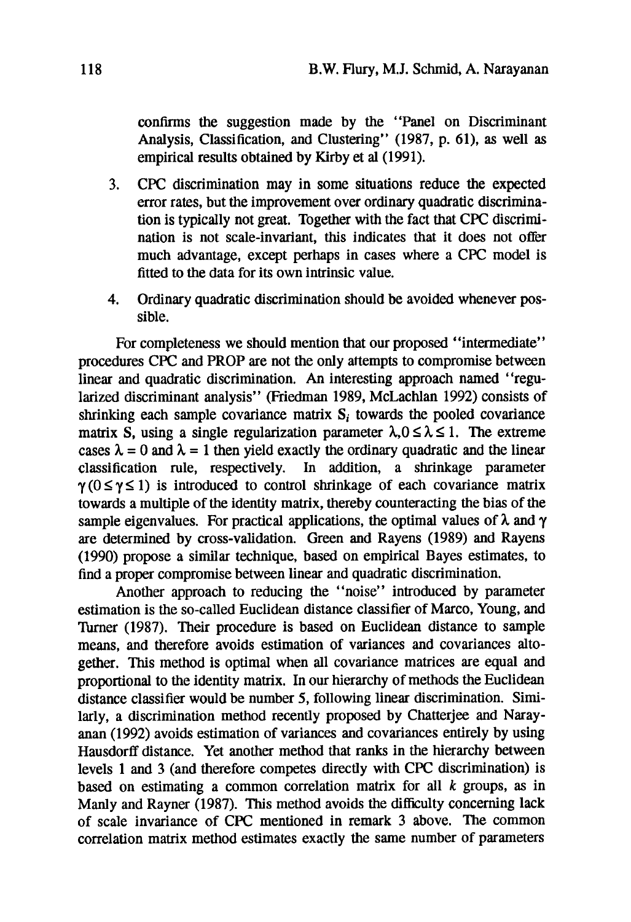confirms the suggestion made by the "Panel on Discriminant Analysis, Classification, and Clustering" (1987, p. 61), as well as empirical results obtained by Kirby et al (1991).

3. CPC discrimination may in some situations reduce the expected error rates, but the improvement over ordinary quadratic discrimination is typically not great. Together with the fact that CPC discrimination is not scale-invariant, this indicates that it does not offer much advantage, except perhaps in cases where a CPC model is fitted to the data for its own intrinsic value.

4. Ordinary quadratic discrimination should be avoided whenever possible.

For completeness we should mention that our proposed "intermediate" procedures CPC and PROP are not the only attempts to compromise between linear and quadratic discrimination. An interesting approach named "regularized discriminant analysis" (Friedman 1989, McLachlan 1992) consists of shrinking each sample covariance matrix $\mathbf{S}_i$ towards the pooled covariance matrix $\mathbf{S}$, using a single regularization parameter $\lambda, 0 \leq \lambda \leq 1$. The extreme cases $\lambda = 0$ and $\lambda = 1$ then yield exactly the ordinary quadratic and the linear classification rule, respectively. In addition, a shrinkage parameter $\gamma\,(0 \leq \gamma \leq 1)$ is introduced to control shrinkage of each covariance matrix towards a multiple of the identity matrix, thereby counteracting the bias of the sample eigenvalues. For practical applications, the optimal values of $\lambda$ and $\gamma$ are determined by cross-validation. Green and Rayens (1989) and Rayens (1990) propose a similar technique, based on empirical Bayes estimates, to find a proper compromise between linear and quadratic discrimination.

Another approach to reducing the "noise" introduced by parameter estimation is the so-called Euclidean distance classifier of Marco, Young, and Turner (1987). Their procedure is based on Euclidean distance to sample means, and therefore avoids estimation of variances and covariances altogether. This method is optimal when all covariance matrices are equal and proportional to the identity matrix. In our hierarchy of methods the Euclidean distance classifier would be number 5, following linear discrimination. Similarly, a discrimination method recently proposed by Chatterjee and Narayanan (1992) avoids estimation of variances and covariances entirely by using Hausdorff distance. Yet another method that ranks in the hierarchy between levels 1 and 3 (and therefore competes directly with CPC discrimination) is based on estimating a common correlation matrix for all $k$ groups, as in Manly and Rayner (1987). This method avoids the difficulty concerning lack of scale invariance of CPC mentioned in remark 3 above. The common correlation matrix method estimates exactly the same number of parameters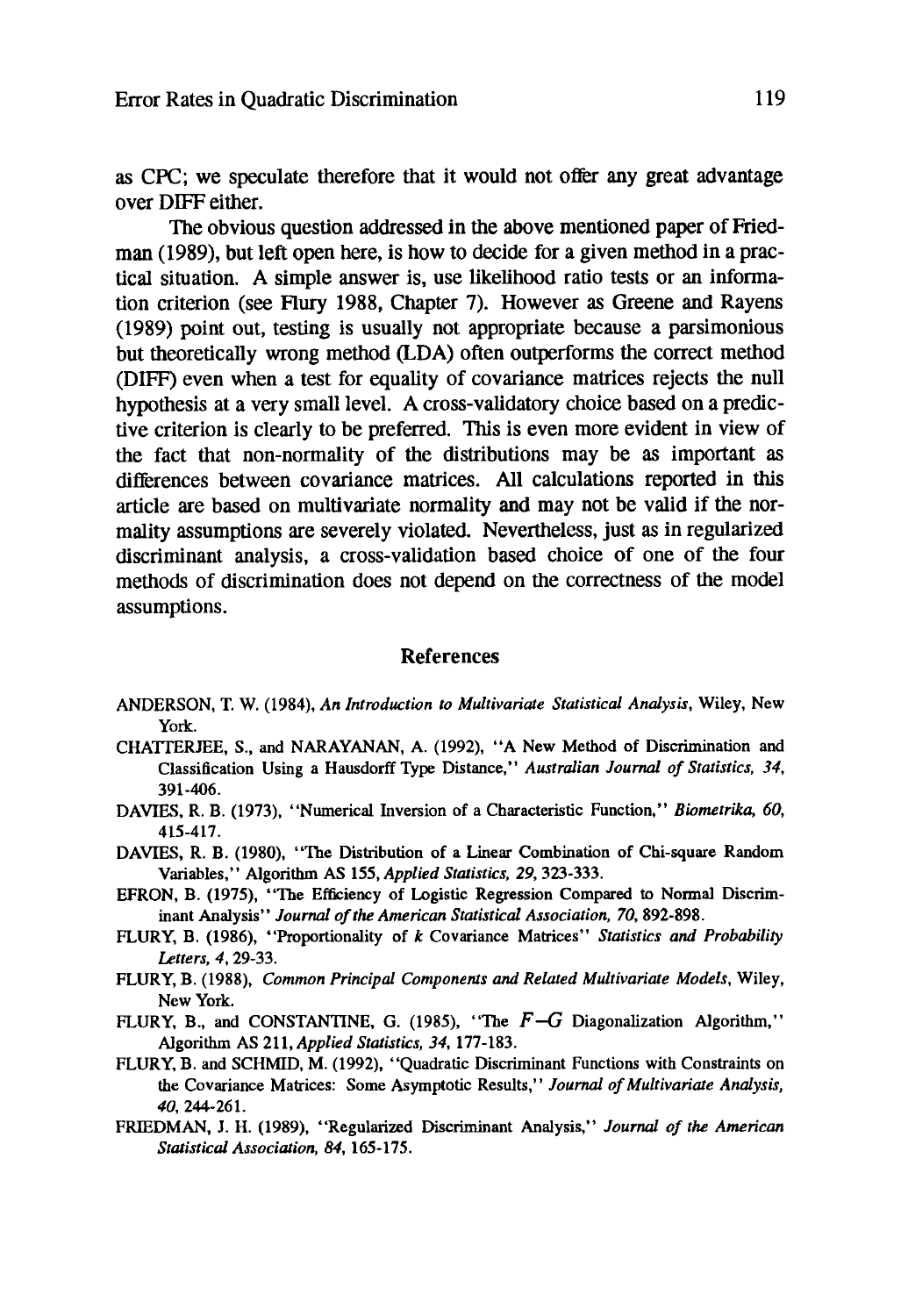as CPC; we speculate therefore that it would not offer any great advantage over DIFF either.

The obvious question addressed in the above mentioned paper of Friedman (1989), but left open here, is how to decide for a given method in a practical situation. A simple answer is, use likelihood ratio tests or an information criterion (see Flury 1988, Chapter 7). However as Greene and Rayens (1989) point out, testing is usually not appropriate because a parsimonious but theoretically wrong method (LDA) often outperforms the correct method (DIFF) even when a test for equality of covariance matrices rejects the null hypothesis at a very small level. A cross-validatory choice based on a predictive criterion is clearly to be preferred. This is even more evident in view of the fact that non-normality of the distributions may be as important as differences between covariance matrices. All calculations reported in this article are based on multivariate normality and may not be valid if the normality assumptions are severely violated. Nevertheless, just as in regularized discriminant analysis, a cross-validation based choice of one of the four methods of discrimination does not depend on the correctness of the model assumptions.

## References

ANDERSON, T. W. (1984), *An Introduction to Multivariate Statistical Analysis*, Wiley, New York.

CHATTERJEE, S., and NARAYANAN, A. (1992), "A New Method of Discrimination and Classification Using a Hausdorff Type Distance," *Australian Journal of Statistics, 34*, 391-406.

DAVIES, R. B. (1973), "Numerical Inversion of a Characteristic Function," *Biometrika, 60*, 415-417.

DAVIES, R. B. (1980), "The Distribution of a Linear Combination of Chi-square Random Variables," Algorithm AS 155, *Applied Statistics, 29*, 323-333.

EFRON, B. (1975), "The Efficiency of Logistic Regression Compared to Normal Discriminant Analysis" *Journal of the American Statistical Association, 70*, 892-898.

FLURY, B. (1986), "Proportionality of $k$ Covariance Matrices" *Statistics and Probability Letters, 4*, 29-33.

FLURY, B. (1988), *Common Principal Components and Related Multivariate Models*, Wiley, New York.

FLURY, B., and CONSTANTINE, G. (1985), "The $F$–$G$ Diagonalization Algorithm," Algorithm AS 211, *Applied Statistics, 34*, 177-183.

FLURY, B. and SCHMID, M. (1992), "Quadratic Discriminant Functions with Constraints on the Covariance Matrices: Some Asymptotic Results," *Journal of Multivariate Analysis, 40*, 244-261.

FRIEDMAN, J. H. (1989), "Regularized Discriminant Analysis," *Journal of the American Statistical Association, 84*, 165-175.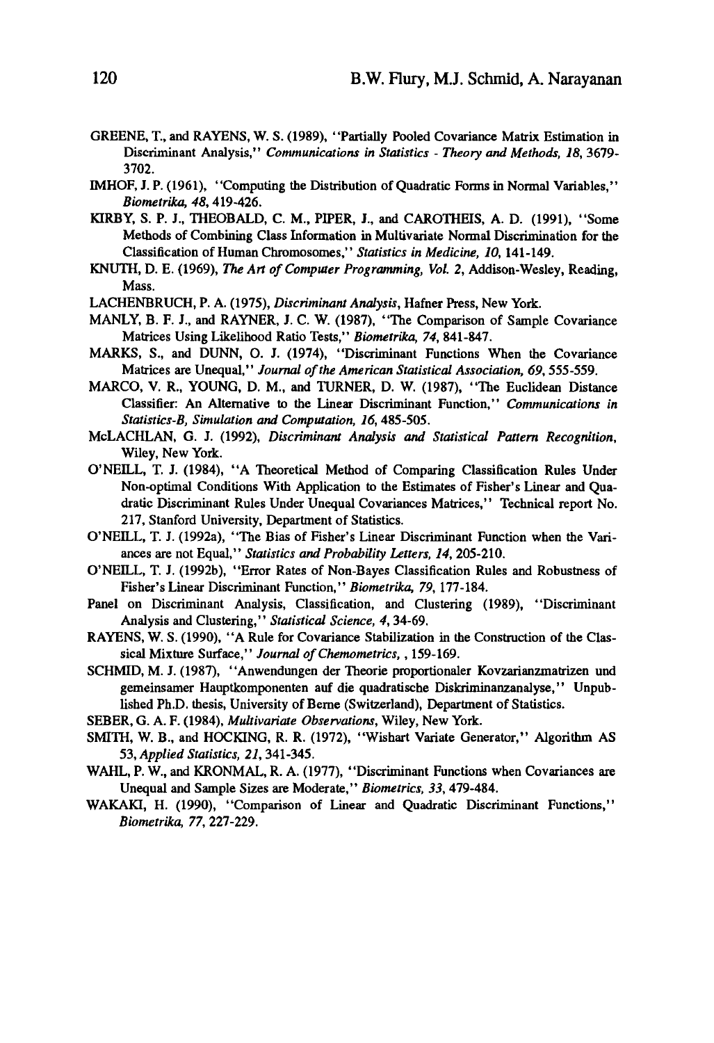GREENE, T., and RAYENS, W. S. (1989), "Partially Pooled Covariance Matrix Estimation in Discriminant Analysis," *Communications in Statistics - Theory and Methods, 18*, 3679-3702.

IMHOF, J. P. (1961), "Computing the Distribution of Quadratic Forms in Normal Variables," *Biometrika, 48*, 419-426.

KIRBY, S. P. J., THEOBALD, C. M., PIPER, J., and CAROTHEIS, A. D. (1991), "Some Methods of Combining Class Information in Multivariate Normal Discrimination for the Classification of Human Chromosomes," *Statistics in Medicine, 10*, 141-149.

KNUTH, D. E. (1969), *The Art of Computer Programming, Vol. 2*, Addison-Wesley, Reading, Mass.

LACHENBRUCH, P. A. (1975), *Discriminant Analysis*, Hafner Press, New York.

MANLY, B. F. J., and RAYNER, J. C. W. (1987), "The Comparison of Sample Covariance Matrices Using Likelihood Ratio Tests," *Biometrika, 74*, 841-847.

MARKS, S., and DUNN, O. J. (1974), "Discriminant Functions When the Covariance Matrices are Unequal," *Journal of the American Statistical Association, 69*, 555-559.

MARCO, V. R., YOUNG, D. M., and TURNER, D. W. (1987), "The Euclidean Distance Classifier: An Alternative to the Linear Discriminant Function," *Communications in Statistics-B, Simulation and Computation, 16*, 485-505.

McLACHLAN, G. J. (1992), *Discriminant Analysis and Statistical Pattern Recognition*, Wiley, New York.

O'NEILL, T. J. (1984), "A Theoretical Method of Comparing Classification Rules Under Non-optimal Conditions With Application to the Estimates of Fisher's Linear and Quadratic Discriminant Rules Under Unequal Covariances Matrices," Technical report No. 217, Stanford University, Department of Statistics.

O'NEILL, T. J. (1992a), "The Bias of Fisher's Linear Discriminant Function when the Variances are not Equal," *Statistics and Probability Letters, 14*, 205-210.

O'NEILL, T. J. (1992b), "Error Rates of Non-Bayes Classification Rules and Robustness of Fisher's Linear Discriminant Function," *Biometrika, 79*, 177-184.

Panel on Discriminant Analysis, Classification, and Clustering (1989), "Discriminant Analysis and Clustering," *Statistical Science, 4*, 34-69.

RAYENS, W. S. (1990), "A Rule for Covariance Stabilization in the Construction of the Classical Mixture Surface," *Journal of Chemometrics*, , 159-169.

SCHMID, M. J. (1987), "Anwendungen der Theorie proportionaler Kovzarianzmatrizen und gemeinsamer Hauptkomponenten auf die quadratische Diskriminanzanalyse," Unpublished Ph.D. thesis, University of Berne (Switzerland), Department of Statistics.

SEBER, G. A. F. (1984), *Multivariate Observations*, Wiley, New York.

SMITH, W. B., and HOCKING, R. R. (1972), "Wishart Variate Generator," Algorithm AS 53, *Applied Statistics, 21*, 341-345.

WAHL, P. W., and KRONMAL, R. A. (1977), "Discriminant Functions when Covariances are Unequal and Sample Sizes are Moderate," *Biometrics, 33*, 479-484.

WAKAKI, H. (1990), "Comparison of Linear and Quadratic Discriminant Functions," *Biometrika, 77*, 227-229.